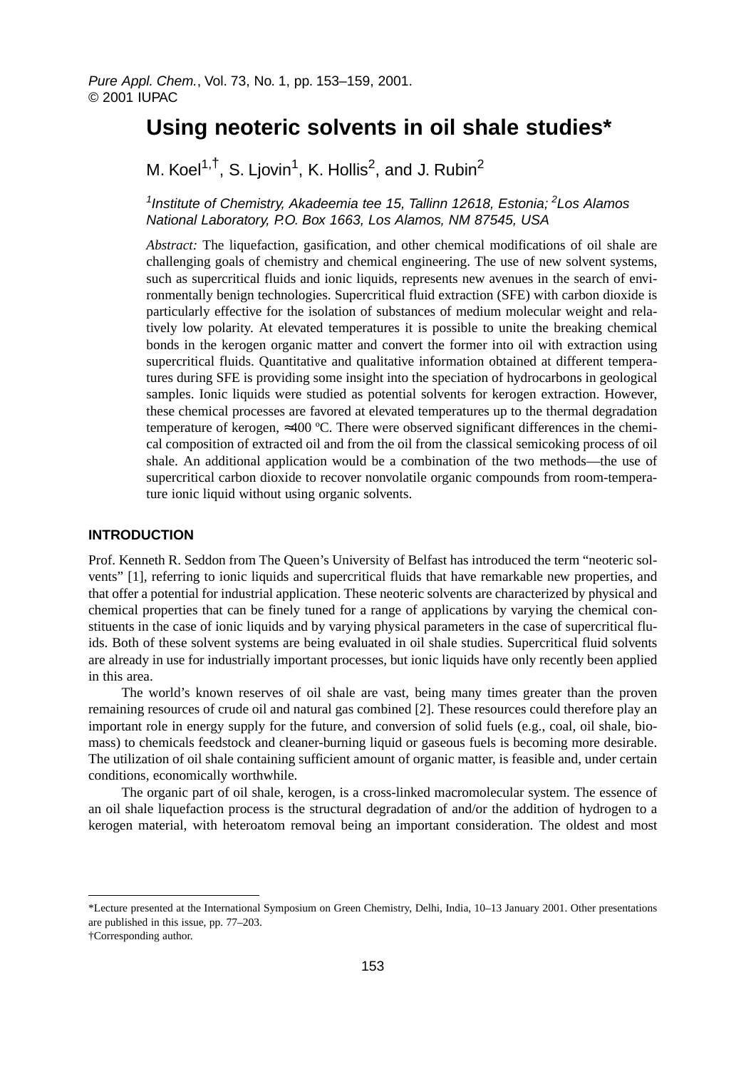# Using neoteric solvents in oil shale studies*

M. Koel[1,†], S. Ljovin[1], K. Hollis[2], and J. Rubin[2]

*[1]Institute of Chemistry, Akadeemia tee 15, Tallinn 12618, Estonia; [2]Los Alamos National Laboratory, P.O. Box 1663, Los Alamos, NM 87545, USA*

*Abstract:* The liquefaction, gasification, and other chemical modifications of oil shale are challenging goals of chemistry and chemical engineering. The use of new solvent systems, such as supercritical fluids and ionic liquids, represents new avenues in the search of environmentally benign technologies. Supercritical fluid extraction (SFE) with carbon dioxide is particularly effective for the isolation of substances of medium molecular weight and relatively low polarity. At elevated temperatures it is possible to unite the breaking chemical bonds in the kerogen organic matter and convert the former into oil with extraction using supercritical fluids. Quantitative and qualitative information obtained at different temperatures during SFE is providing some insight into the speciation of hydrocarbons in geological samples. Ionic liquids were studied as potential solvents for kerogen extraction. However, these chemical processes are favored at elevated temperatures up to the thermal degradation temperature of kerogen, ≈400 ºC. There were observed significant differences in the chemical composition of extracted oil and from the oil from the classical semicoking process of oil shale. An additional application would be a combination of the two methods—the use of supercritical carbon dioxide to recover nonvolatile organic compounds from room-temperature ionic liquid without using organic solvents.

## INTRODUCTION

Prof. Kenneth R. Seddon from The Queen's University of Belfast has introduced the term "neoteric solvents" [1], referring to ionic liquids and supercritical fluids that have remarkable new properties, and that offer a potential for industrial application. These neoteric solvents are characterized by physical and chemical properties that can be finely tuned for a range of applications by varying the chemical constituents in the case of ionic liquids and by varying physical parameters in the case of supercritical fluids. Both of these solvent systems are being evaluated in oil shale studies. Supercritical fluid solvents are already in use for industrially important processes, but ionic liquids have only recently been applied in this area.

The world's known reserves of oil shale are vast, being many times greater than the proven remaining resources of crude oil and natural gas combined [2]. These resources could therefore play an important role in energy supply for the future, and conversion of solid fuels (e.g., coal, oil shale, biomass) to chemicals feedstock and cleaner-burning liquid or gaseous fuels is becoming more desirable. The utilization of oil shale containing sufficient amount of organic matter, is feasible and, under certain conditions, economically worthwhile.

The organic part of oil shale, kerogen, is a cross-linked macromolecular system. The essence of an oil shale liquefaction process is the structural degradation of and/or the addition of hydrogen to a kerogen material, with heteroatom removal being an important consideration. The oldest and most

---

*Lecture presented at the International Symposium on Green Chemistry, Delhi, India, 10–13 January 2001. Other presentations are published in this issue, pp. 77–203.

†Corresponding author.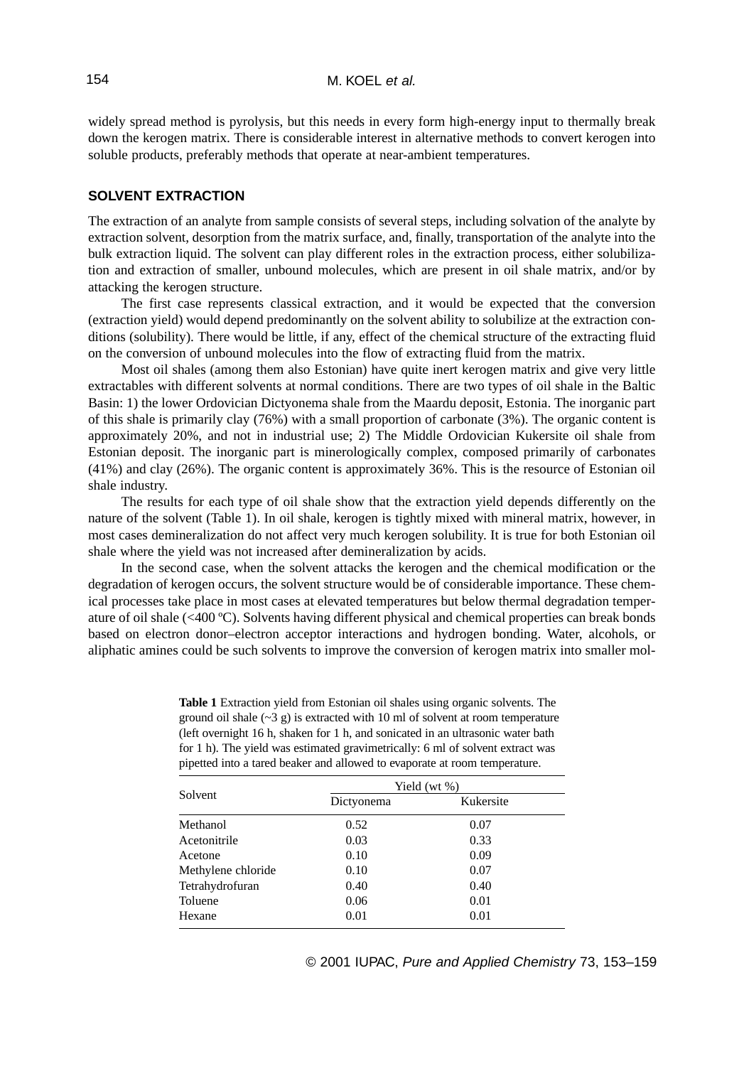widely spread method is pyrolysis, but this needs in every form high-energy input to thermally break down the kerogen matrix. There is considerable interest in alternative methods to convert kerogen into soluble products, preferably methods that operate at near-ambient temperatures.

## SOLVENT EXTRACTION

The extraction of an analyte from sample consists of several steps, including solvation of the analyte by extraction solvent, desorption from the matrix surface, and, finally, transportation of the analyte into the bulk extraction liquid. The solvent can play different roles in the extraction process, either solubilization and extraction of smaller, unbound molecules, which are present in oil shale matrix, and/or by attacking the kerogen structure.

The first case represents classical extraction, and it would be expected that the conversion (extraction yield) would depend predominantly on the solvent ability to solubilize at the extraction conditions (solubility). There would be little, if any, effect of the chemical structure of the extracting fluid on the conversion of unbound molecules into the flow of extracting fluid from the matrix.

Most oil shales (among them also Estonian) have quite inert kerogen matrix and give very little extractables with different solvents at normal conditions. There are two types of oil shale in the Baltic Basin: 1) the lower Ordovician Dictyonema shale from the Maardu deposit, Estonia. The inorganic part of this shale is primarily clay (76%) with a small proportion of carbonate (3%). The organic content is approximately 20%, and not in industrial use; 2) The Middle Ordovician Kukersite oil shale from Estonian deposit. The inorganic part is minerologically complex, composed primarily of carbonates (41%) and clay (26%). The organic content is approximately 36%. This is the resource of Estonian oil shale industry.

The results for each type of oil shale show that the extraction yield depends differently on the nature of the solvent (Table 1). In oil shale, kerogen is tightly mixed with mineral matrix, however, in most cases demineralization do not affect very much kerogen solubility. It is true for both Estonian oil shale where the yield was not increased after demineralization by acids.

In the second case, when the solvent attacks the kerogen and the chemical modification or the degradation of kerogen occurs, the solvent structure would be of considerable importance. These chemical processes take place in most cases at elevated temperatures but below thermal degradation temperature of oil shale (<400 ºC). Solvents having different physical and chemical properties can break bonds based on electron donor–electron acceptor interactions and hydrogen bonding. Water, alcohols, or aliphatic amines could be such solvents to improve the conversion of kerogen matrix into smaller mol-

**Table 1** Extraction yield from Estonian oil shales using organic solvents. The ground oil shale (~3 g) is extracted with 10 ml of solvent at room temperature (left overnight 16 h, shaken for 1 h, and sonicated in an ultrasonic water bath for 1 h). The yield was estimated gravimetrically: 6 ml of solvent extract was pipetted into a tared beaker and allowed to evaporate at room temperature.

| Solvent | Yield (wt %) | |
|---|---|---|
| | Dictyonema | Kukersite |
| Methanol | 0.52 | 0.07 |
| Acetonitrile | 0.03 | 0.33 |
| Acetone | 0.10 | 0.09 |
| Methylene chloride | 0.10 | 0.07 |
| Tetrahydrofuran | 0.40 | 0.40 |
| Toluene | 0.06 | 0.01 |
| Hexane | 0.01 | 0.01 |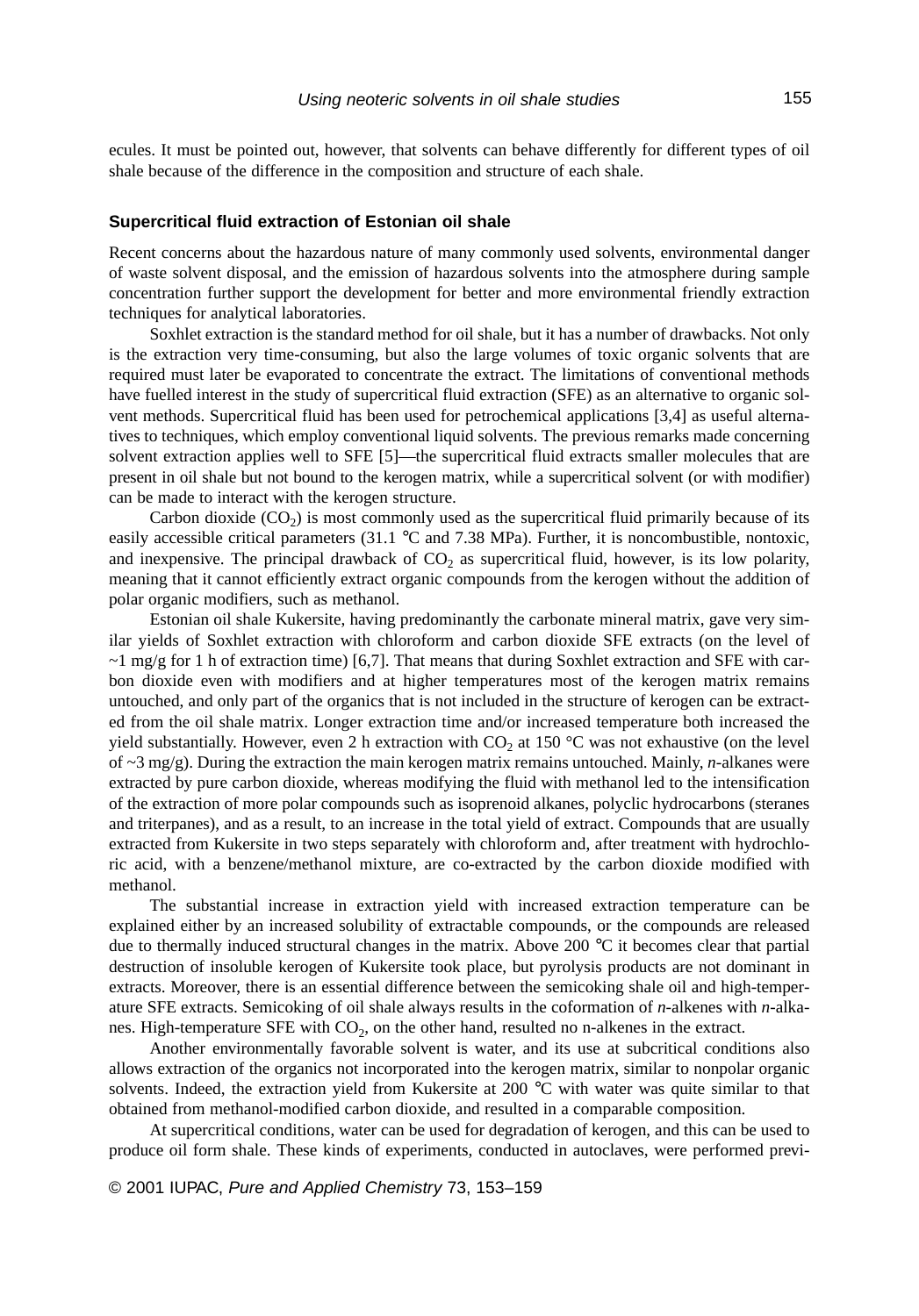ecules. It must be pointed out, however, that solvents can behave differently for different types of oil shale because of the difference in the composition and structure of each shale.

## Supercritical fluid extraction of Estonian oil shale

Recent concerns about the hazardous nature of many commonly used solvents, environmental danger of waste solvent disposal, and the emission of hazardous solvents into the atmosphere during sample concentration further support the development for better and more environmental friendly extraction techniques for analytical laboratories.

Soxhlet extraction is the standard method for oil shale, but it has a number of drawbacks. Not only is the extraction very time-consuming, but also the large volumes of toxic organic solvents that are required must later be evaporated to concentrate the extract. The limitations of conventional methods have fuelled interest in the study of supercritical fluid extraction (SFE) as an alternative to organic solvent methods. Supercritical fluid has been used for petrochemical applications [3,4] as useful alternatives to techniques, which employ conventional liquid solvents. The previous remarks made concerning solvent extraction applies well to SFE [5]—the supercritical fluid extracts smaller molecules that are present in oil shale but not bound to the kerogen matrix, while a supercritical solvent (or with modifier) can be made to interact with the kerogen structure.

Carbon dioxide ($CO_2$) is most commonly used as the supercritical fluid primarily because of its easily accessible critical parameters (31.1 °C and 7.38 MPa). Further, it is noncombustible, nontoxic, and inexpensive. The principal drawback of $CO_2$ as supercritical fluid, however, is its low polarity, meaning that it cannot efficiently extract organic compounds from the kerogen without the addition of polar organic modifiers, such as methanol.

Estonian oil shale Kukersite, having predominantly the carbonate mineral matrix, gave very similar yields of Soxhlet extraction with chloroform and carbon dioxide SFE extracts (on the level of ~1 mg/g for 1 h of extraction time) [6,7]. That means that during Soxhlet extraction and SFE with carbon dioxide even with modifiers and at higher temperatures most of the kerogen matrix remains untouched, and only part of the organics that is not included in the structure of kerogen can be extracted from the oil shale matrix. Longer extraction time and/or increased temperature both increased the yield substantially. However, even 2 h extraction with $CO_2$ at 150 °C was not exhaustive (on the level of ~3 mg/g). During the extraction the main kerogen matrix remains untouched. Mainly, *n*-alkanes were extracted by pure carbon dioxide, whereas modifying the fluid with methanol led to the intensification of the extraction of more polar compounds such as isoprenoid alkanes, polyclic hydrocarbons (steranes and triterpanes), and as a result, to an increase in the total yield of extract. Compounds that are usually extracted from Kukersite in two steps separately with chloroform and, after treatment with hydrochloric acid, with a benzene/methanol mixture, are co-extracted by the carbon dioxide modified with methanol.

The substantial increase in extraction yield with increased extraction temperature can be explained either by an increased solubility of extractable compounds, or the compounds are released due to thermally induced structural changes in the matrix. Above 200 °C it becomes clear that partial destruction of insoluble kerogen of Kukersite took place, but pyrolysis products are not dominant in extracts. Moreover, there is an essential difference between the semicoking shale oil and high-temperature SFE extracts. Semicoking of oil shale always results in the coformation of *n*-alkenes with *n*-alkanes. High-temperature SFE with $CO_2$, on the other hand, resulted no n-alkenes in the extract.

Another environmentally favorable solvent is water, and its use at subcritical conditions also allows extraction of the organics not incorporated into the kerogen matrix, similar to nonpolar organic solvents. Indeed, the extraction yield from Kukersite at 200 °C with water was quite similar to that obtained from methanol-modified carbon dioxide, and resulted in a comparable composition.

At supercritical conditions, water can be used for degradation of kerogen, and this can be used to produce oil form shale. These kinds of experiments, conducted in autoclaves, were performed previ-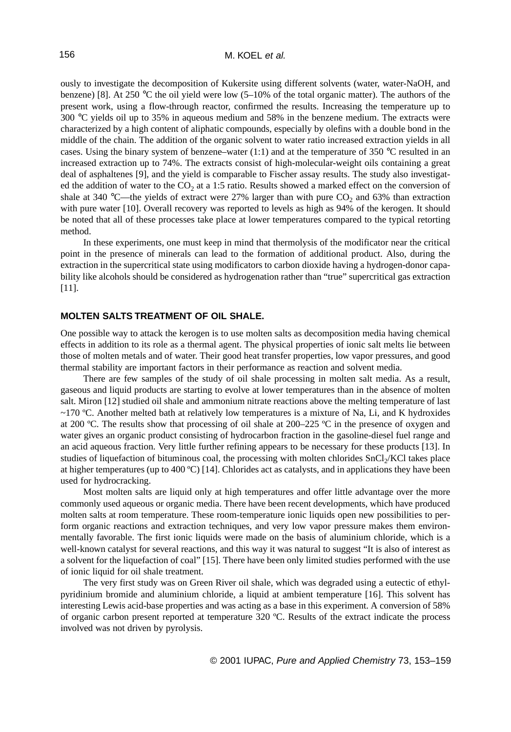ously to investigate the decomposition of Kukersite using different solvents (water, water-NaOH, and benzene) [8]. At 250 °C the oil yield were low (5–10% of the total organic matter). The authors of the present work, using a flow-through reactor, confirmed the results. Increasing the temperature up to 300 °C yields oil up to 35% in aqueous medium and 58% in the benzene medium. The extracts were characterized by a high content of aliphatic compounds, especially by olefins with a double bond in the middle of the chain. The addition of the organic solvent to water ratio increased extraction yields in all cases. Using the binary system of benzene–water (1:1) and at the temperature of 350 °C resulted in an increased extraction up to 74%. The extracts consist of high-molecular-weight oils containing a great deal of asphaltenes [9], and the yield is comparable to Fischer assay results. The study also investigated the addition of water to the $CO_2$ at a 1:5 ratio. Results showed a marked effect on the conversion of shale at 340 °C—the yields of extract were 27% larger than with pure $CO_2$ and 63% than extraction with pure water [10]. Overall recovery was reported to levels as high as 94% of the kerogen. It should be noted that all of these processes take place at lower temperatures compared to the typical retorting method.

In these experiments, one must keep in mind that thermolysis of the modificator near the critical point in the presence of minerals can lead to the formation of additional product. Also, during the extraction in the supercritical state using modificators to carbon dioxide having a hydrogen-donor capability like alcohols should be considered as hydrogenation rather than "true" supercritical gas extraction [11].

## MOLTEN SALTS TREATMENT OF OIL SHALE.

One possible way to attack the kerogen is to use molten salts as decomposition media having chemical effects in addition to its role as a thermal agent. The physical properties of ionic salt melts lie between those of molten metals and of water. Their good heat transfer properties, low vapor pressures, and good thermal stability are important factors in their performance as reaction and solvent media.

There are few samples of the study of oil shale processing in molten salt media. As a result, gaseous and liquid products are starting to evolve at lower temperatures than in the absence of molten salt. Miron [12] studied oil shale and ammonium nitrate reactions above the melting temperature of last ~170 ºC. Another melted bath at relatively low temperatures is a mixture of Na, Li, and K hydroxides at 200 ºC. The results show that processing of oil shale at 200–225 ºC in the presence of oxygen and water gives an organic product consisting of hydrocarbon fraction in the gasoline-diesel fuel range and an acid aqueous fraction. Very little further refining appears to be necessary for these products [13]. In studies of liquefaction of bituminous coal, the processing with molten chlorides $SnCl_2$/KCl takes place at higher temperatures (up to 400 ºC) [14]. Chlorides act as catalysts, and in applications they have been used for hydrocracking.

Most molten salts are liquid only at high temperatures and offer little advantage over the more commonly used aqueous or organic media. There have been recent developments, which have produced molten salts at room temperature. These room-temperature ionic liquids open new possibilities to perform organic reactions and extraction techniques, and very low vapor pressure makes them environmentally favorable. The first ionic liquids were made on the basis of aluminium chloride, which is a well-known catalyst for several reactions, and this way it was natural to suggest "It is also of interest as a solvent for the liquefaction of coal" [15]. There have been only limited studies performed with the use of ionic liquid for oil shale treatment.

The very first study was on Green River oil shale, which was degraded using a eutectic of ethylpyridinium bromide and aluminium chloride, a liquid at ambient temperature [16]. This solvent has interesting Lewis acid-base properties and was acting as a base in this experiment. A conversion of 58% of organic carbon present reported at temperature 320 ºC. Results of the extract indicate the process involved was not driven by pyrolysis.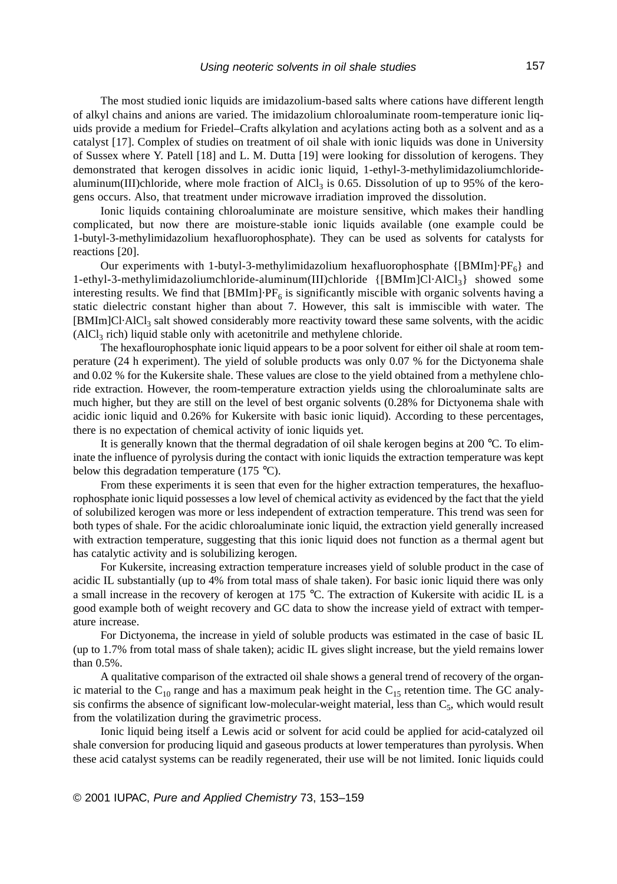The most studied ionic liquids are imidazolium-based salts where cations have different length of alkyl chains and anions are varied. The imidazolium chloroaluminate room-temperature ionic liquids provide a medium for Friedel–Crafts alkylation and acylations acting both as a solvent and as a catalyst [17]. Complex of studies on treatment of oil shale with ionic liquids was done in University of Sussex where Y. Patell [18] and L. M. Dutta [19] were looking for dissolution of kerogens. They demonstrated that kerogen dissolves in acidic ionic liquid, 1-ethyl-3-methylimidazoliumchloride-aluminum(III)chloride, where mole fraction of $AlCl_3$ is 0.65. Dissolution of up to 95% of the kerogens occurs. Also, that treatment under microwave irradiation improved the dissolution.

Ionic liquids containing chloroaluminate are moisture sensitive, which makes their handling complicated, but now there are moisture-stable ionic liquids available (one example could be 1-butyl-3-methylimidazolium hexafluorophosphate). They can be used as solvents for catalysts for reactions [20].

Our experiments with 1-butyl-3-methylimidazolium hexafluorophosphate {$[BMIm]{\cdot}PF_6$} and 1-ethyl-3-methylimidazoliumchloride-aluminum(III)chloride {$[BMIm]Cl{\cdot}AlCl_3$} showed some interesting results. We find that $[BMIm]{\cdot}PF_6$ is significantly miscible with organic solvents having a static dielectric constant higher than about 7. However, this salt is immiscible with water. The $[BMIm]Cl{\cdot}AlCl_3$ salt showed considerably more reactivity toward these same solvents, with the acidic ($AlCl_3$ rich) liquid stable only with acetonitrile and methylene chloride.

The hexaflourophosphate ionic liquid appears to be a poor solvent for either oil shale at room temperature (24 h experiment). The yield of soluble products was only 0.07 % for the Dictyonema shale and 0.02 % for the Kukersite shale. These values are close to the yield obtained from a methylene chloride extraction. However, the room-temperature extraction yields using the chloroaluminate salts are much higher, but they are still on the level of best organic solvents (0.28% for Dictyonema shale with acidic ionic liquid and 0.26% for Kukersite with basic ionic liquid). According to these percentages, there is no expectation of chemical activity of ionic liquids yet.

It is generally known that the thermal degradation of oil shale kerogen begins at 200 °C. To eliminate the influence of pyrolysis during the contact with ionic liquids the extraction temperature was kept below this degradation temperature (175 °C).

From these experiments it is seen that even for the higher extraction temperatures, the hexafluorophosphate ionic liquid possesses a low level of chemical activity as evidenced by the fact that the yield of solubilized kerogen was more or less independent of extraction temperature. This trend was seen for both types of shale. For the acidic chloroaluminate ionic liquid, the extraction yield generally increased with extraction temperature, suggesting that this ionic liquid does not function as a thermal agent but has catalytic activity and is solubilizing kerogen.

For Kukersite, increasing extraction temperature increases yield of soluble product in the case of acidic IL substantially (up to 4% from total mass of shale taken). For basic ionic liquid there was only a small increase in the recovery of kerogen at 175 °C. The extraction of Kukersite with acidic IL is a good example both of weight recovery and GC data to show the increase yield of extract with temperature increase.

For Dictyonema, the increase in yield of soluble products was estimated in the case of basic IL (up to 1.7% from total mass of shale taken); acidic IL gives slight increase, but the yield remains lower than 0.5%.

A qualitative comparison of the extracted oil shale shows a general trend of recovery of the organic material to the $C_{10}$ range and has a maximum peak height in the $C_{15}$ retention time. The GC analysis confirms the absence of significant low-molecular-weight material, less than $C_5$, which would result from the volatilization during the gravimetric process.

Ionic liquid being itself a Lewis acid or solvent for acid could be applied for acid-catalyzed oil shale conversion for producing liquid and gaseous products at lower temperatures than pyrolysis. When these acid catalyst systems can be readily regenerated, their use will be not limited. Ionic liquids could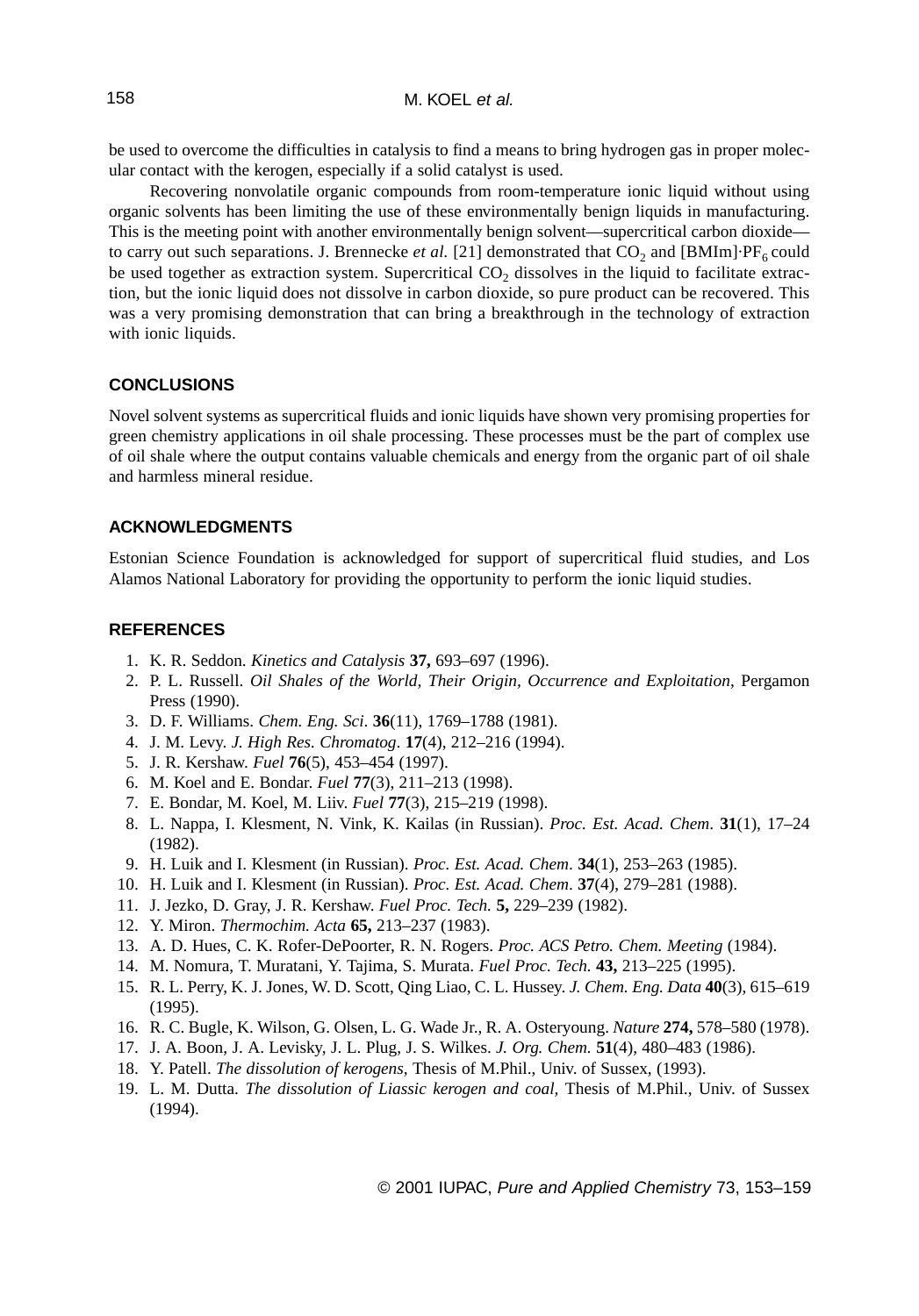be used to overcome the difficulties in catalysis to find a means to bring hydrogen gas in proper molecular contact with the kerogen, especially if a solid catalyst is used.

Recovering nonvolatile organic compounds from room-temperature ionic liquid without using organic solvents has been limiting the use of these environmentally benign liquids in manufacturing. This is the meeting point with another environmentally benign solvent—supercritical carbon dioxide—to carry out such separations. J. Brennecke *et al.* [21] demonstrated that $CO_2$ and [BMIm]·$PF_6$ could be used together as extraction system. Supercritical $CO_2$ dissolves in the liquid to facilitate extraction, but the ionic liquid does not dissolve in carbon dioxide, so pure product can be recovered. This was a very promising demonstration that can bring a breakthrough in the technology of extraction with ionic liquids.

## CONCLUSIONS

Novel solvent systems as supercritical fluids and ionic liquids have shown very promising properties for green chemistry applications in oil shale processing. These processes must be the part of complex use of oil shale where the output contains valuable chemicals and energy from the organic part of oil shale and harmless mineral residue.

## ACKNOWLEDGMENTS

Estonian Science Foundation is acknowledged for support of supercritical fluid studies, and Los Alamos National Laboratory for providing the opportunity to perform the ionic liquid studies.

## REFERENCES

1. K. R. Seddon. *Kinetics and Catalysis* **37,** 693–697 (1996).
2. P. L. Russell. *Oil Shales of the World, Their Origin, Occurrence and Exploitation*, Pergamon Press (1990).
3. D. F. Williams. *Chem. Eng. Sci*. **36**(11), 1769–1788 (1981).
4. J. M. Levy. *J. High Res. Chromatog*. **17**(4), 212–216 (1994).
5. J. R. Kershaw. *Fuel* **76**(5), 453–454 (1997).
6. M. Koel and E. Bondar. *Fuel* **77**(3), 211–213 (1998).
7. E. Bondar, M. Koel, M. Liiv. *Fuel* **77**(3), 215–219 (1998).
8. L. Nappa, I. Klesment, N. Vink, K. Kailas (in Russian). *Proc. Est. Acad. Chem*. **31**(1), 17–24 (1982).
9. H. Luik and I. Klesment (in Russian). *Proc. Est. Acad. Chem*. **34**(1), 253–263 (1985).
10. H. Luik and I. Klesment (in Russian). *Proc. Est. Acad. Chem*. **37**(4), 279–281 (1988).
11. J. Jezko, D. Gray, J. R. Kershaw. *Fuel Proc. Tech.* **5,** 229–239 (1982).
12. Y. Miron. *Thermochim. Acta* **65,** 213–237 (1983).
13. A. D. Hues, C. K. Rofer-DePoorter, R. N. Rogers. *Proc. ACS Petro. Chem. Meeting* (1984).
14. M. Nomura, T. Muratani, Y. Tajima, S. Murata. *Fuel Proc. Tech.* **43,** 213–225 (1995).
15. R. L. Perry, K. J. Jones, W. D. Scott, Qing Liao, C. L. Hussey. *J. Chem. Eng. Data* **40**(3), 615–619 (1995).
16. R. C. Bugle, K. Wilson, G. Olsen, L. G. Wade Jr., R. A. Osteryoung. *Nature* **274,** 578–580 (1978).
17. J. A. Boon, J. A. Levisky, J. L. Plug, J. S. Wilkes. *J. Org. Chem.* **51**(4), 480–483 (1986).
18. Y. Patell. *The dissolution of kerogens,* Thesis of M.Phil., Univ. of Sussex, (1993).
19. L. M. Dutta. *The dissolution of Liassic kerogen and coal,* Thesis of M.Phil., Univ. of Sussex (1994).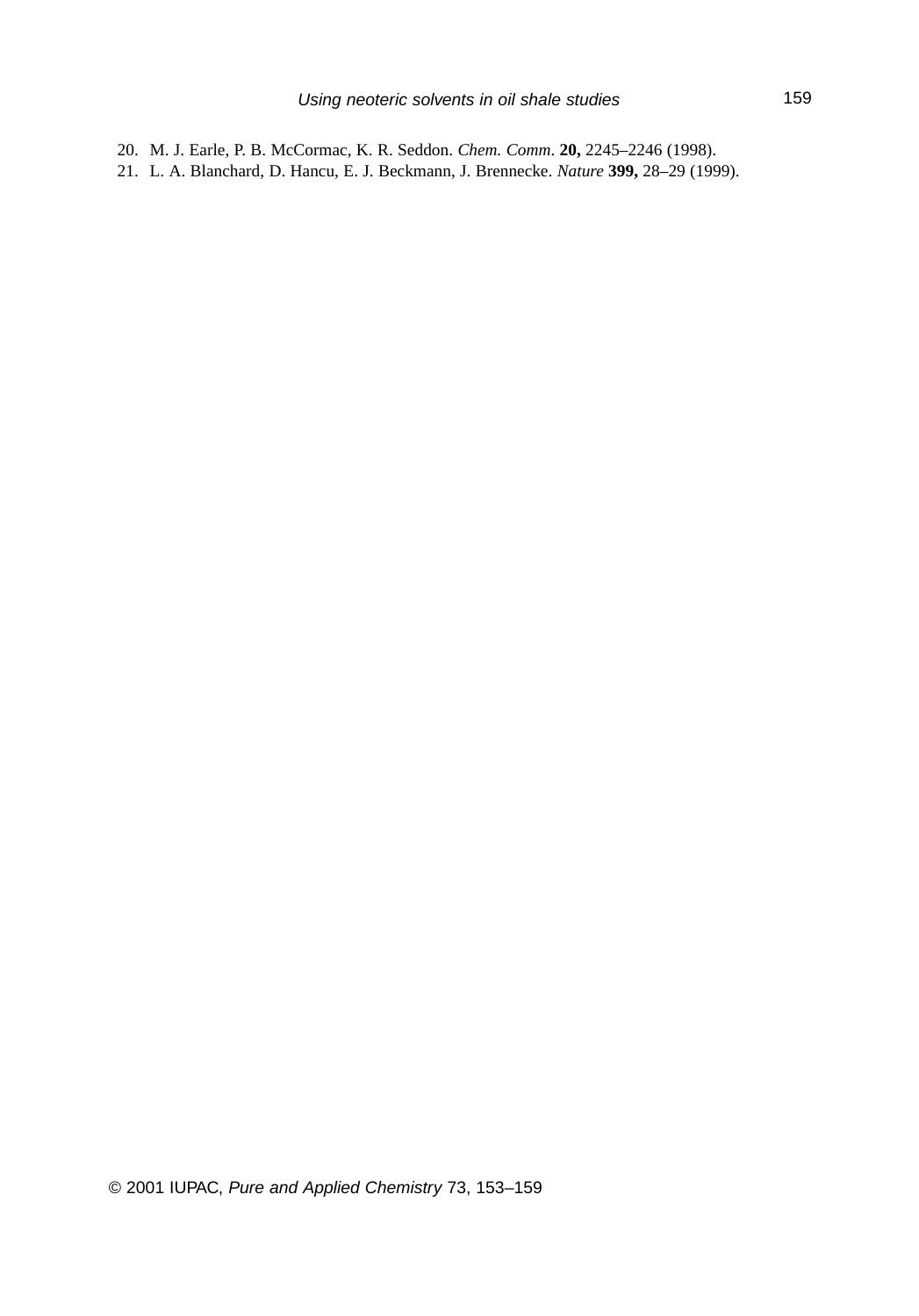20. M. J. Earle, P. B. McCormac, K. R. Seddon. *Chem. Comm*. **20,** 2245–2246 (1998).
21. L. A. Blanchard, D. Hancu, E. J. Beckmann, J. Brennecke. *Nature* **399,** 28–29 (1999).